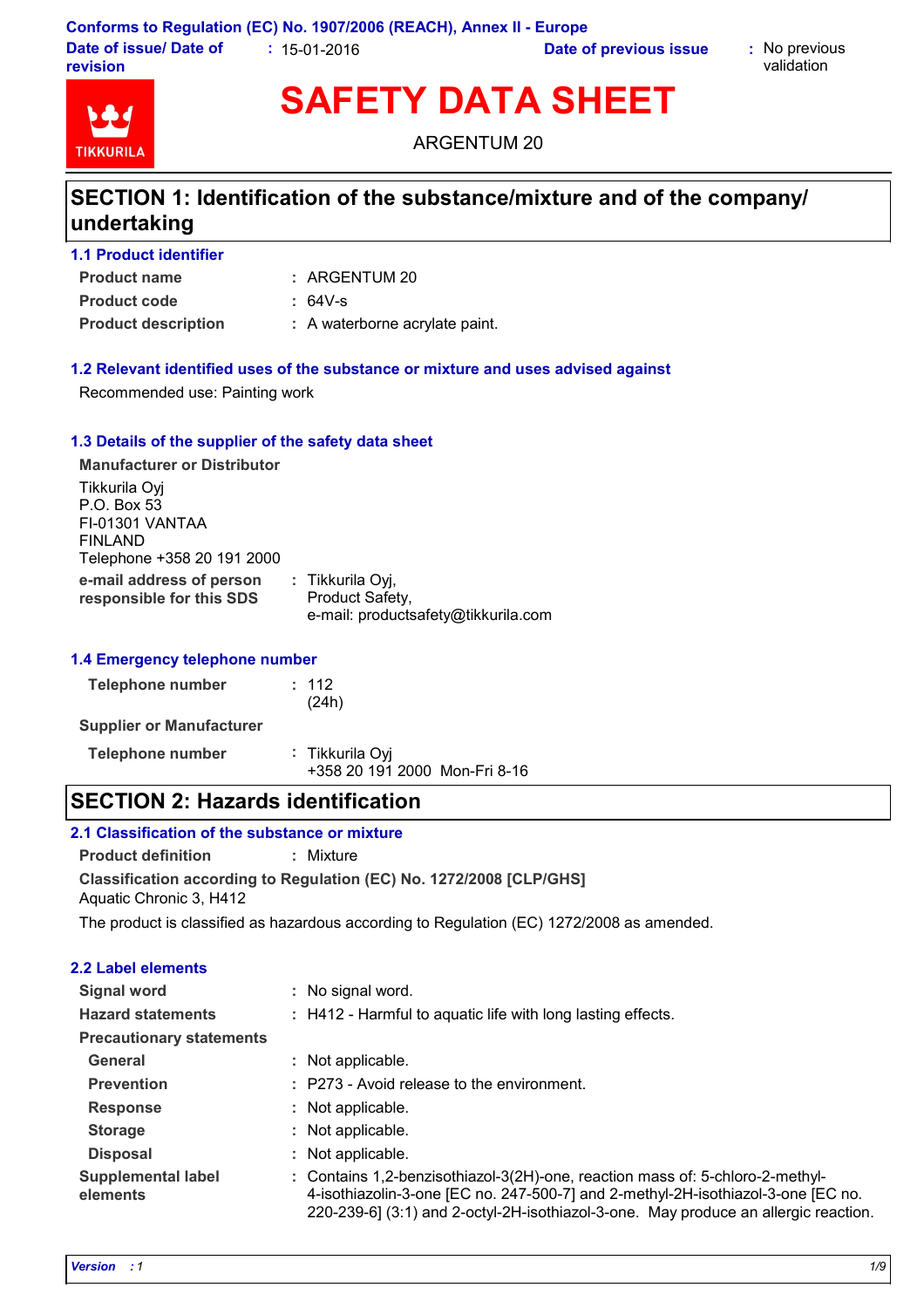Conforms to Regulation (EC) No. 1907/2006 (REACH), Annex II - Europe

| | | | |
|---|---|---|---|
| **Date of issue/ Date of revision** | : 15-01-2016 | **Date of previous issue** | : No previous validation |

# SAFETY DATA SHEET

ARGENTUM 20

## SECTION 1: Identification of the substance/mixture and of the company/ undertaking

### 1.1 Product identifier

| | |
|---|---|
| **Product name** | : ARGENTUM 20 |
| **Product code** | : 64V-s |
| **Product description** | : A waterborne acrylate paint. |

### 1.2 Relevant identified uses of the substance or mixture and uses advised against

Recommended use: Painting work

### 1.3 Details of the supplier of the safety data sheet

**Manufacturer or Distributor**

Tikkurila Oyj
P.O. Box 53
FI-01301 VANTAA
FINLAND
Telephone +358 20 191 2000

| | |
|---|---|
| **e-mail address of person responsible for this SDS** | : Tikkurila Oyj, Product Safety, e-mail: productsafety@tikkurila.com |

### 1.4 Emergency telephone number

| | |
|---|---|
| **Telephone number** | : 112 (24h) |

**Supplier or Manufacturer**

| | |
|---|---|
| **Telephone number** | : Tikkurila Oyj +358 20 191 2000 Mon-Fri 8-16 |

## SECTION 2: Hazards identification

### 2.1 Classification of the substance or mixture

| | |
|---|---|
| **Product definition** | : Mixture |

**Classification according to Regulation (EC) No. 1272/2008 [CLP/GHS]**
Aquatic Chronic 3, H412

The product is classified as hazardous according to Regulation (EC) 1272/2008 as amended.

### 2.2 Label elements

| | |
|---|---|
| **Signal word** | : No signal word. |
| **Hazard statements** | : H412 - Harmful to aquatic life with long lasting effects. |
| **Precautionary statements** | |
| **General** | : Not applicable. |
| **Prevention** | : P273 - Avoid release to the environment. |
| **Response** | : Not applicable. |
| **Storage** | : Not applicable. |
| **Disposal** | : Not applicable. |
| **Supplemental label elements** | : Contains 1,2-benzisothiazol-3(2H)-one, reaction mass of: 5-chloro-2-methyl-4-isothiazolin-3-one [EC no. 247-500-7] and 2-methyl-2H-isothiazol-3-one [EC no. 220-239-6] (3:1) and 2-octyl-2H-isothiazol-3-one. May produce an allergic reaction. |

*Version : 1*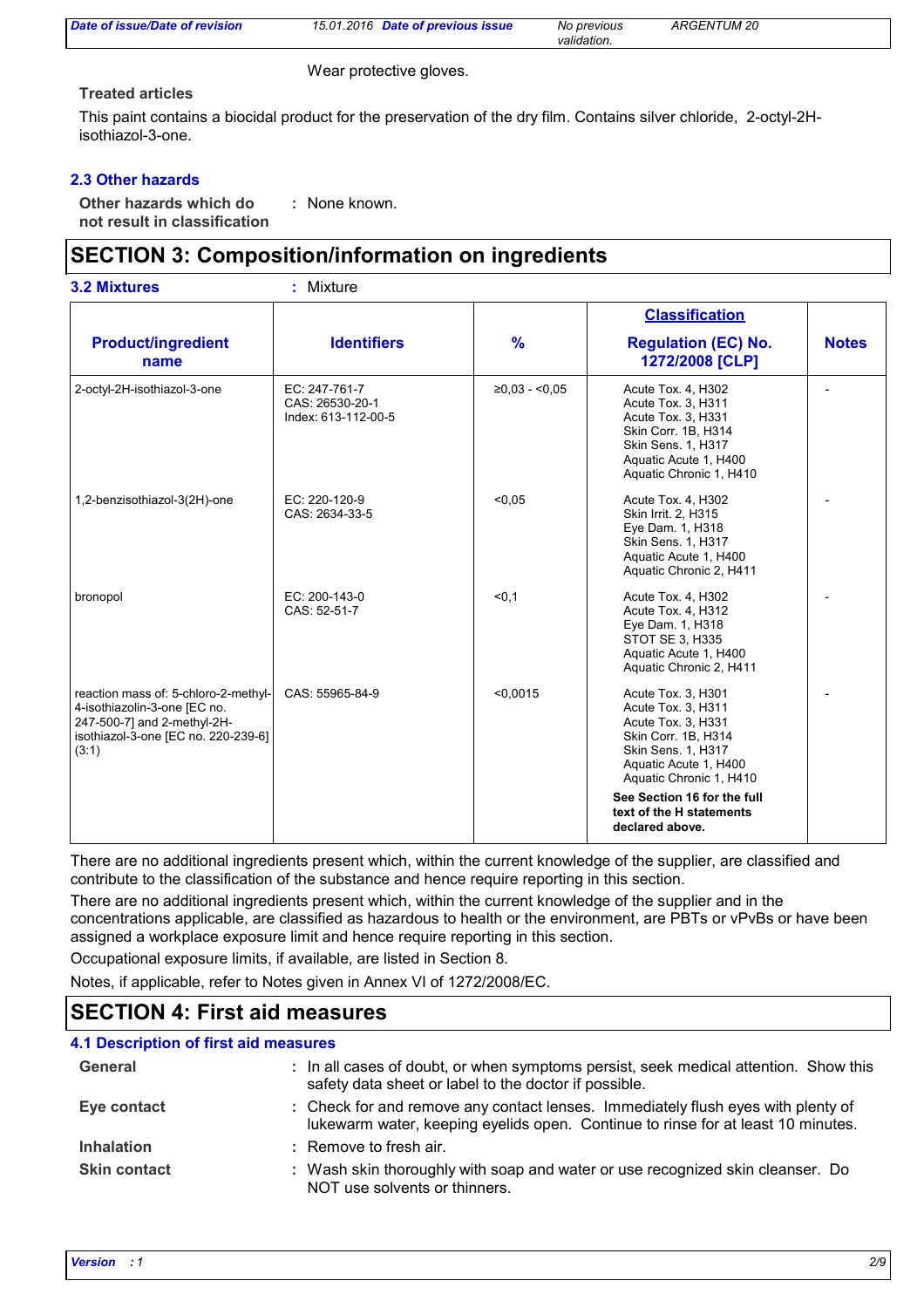Wear protective gloves.

**Treated articles**

This paint contains a biocidal product for the preservation of the dry film. Contains silver chloride, 2-octyl-2H-isothiazol-3-one.

### 2.3 Other hazards

**Other hazards which do not result in classification** : None known.

## SECTION 3: Composition/information on ingredients

**3.2 Mixtures** : Mixture

| Product/ingredient name | Identifiers | % | Classification Regulation (EC) No. 1272/2008 [CLP] | Notes |
|---|---|---|---|---|
| 2-octyl-2H-isothiazol-3-one | EC: 247-761-7<br>CAS: 26530-20-1<br>Index: 613-112-00-5 | ≥0,03 - <0,05 | Acute Tox. 4, H302<br>Acute Tox. 3, H311<br>Acute Tox. 3, H331<br>Skin Corr. 1B, H314<br>Skin Sens. 1, H317<br>Aquatic Acute 1, H400<br>Aquatic Chronic 1, H410 | - |
| 1,2-benzisothiazol-3(2H)-one | EC: 220-120-9<br>CAS: 2634-33-5 | <0,05 | Acute Tox. 4, H302<br>Skin Irrit. 2, H315<br>Eye Dam. 1, H318<br>Skin Sens. 1, H317<br>Aquatic Acute 1, H400<br>Aquatic Chronic 2, H411 | - |
| bronopol | EC: 200-143-0<br>CAS: 52-51-7 | <0,1 | Acute Tox. 4, H302<br>Acute Tox. 4, H312<br>Eye Dam. 1, H318<br>STOT SE 3, H335<br>Aquatic Acute 1, H400<br>Aquatic Chronic 2, H411 | - |
| reaction mass of: 5-chloro-2-methyl-4-isothiazolin-3-one [EC no. 247-500-7] and 2-methyl-2H-isothiazol-3-one [EC no. 220-239-6] (3:1) | CAS: 55965-84-9 | <0,0015 | Acute Tox. 3, H301<br>Acute Tox. 3, H311<br>Acute Tox. 3, H331<br>Skin Corr. 1B, H314<br>Skin Sens. 1, H317<br>Aquatic Acute 1, H400<br>Aquatic Chronic 1, H410 | - |
| | | | **See Section 16 for the full text of the H statements declared above.** | |

There are no additional ingredients present which, within the current knowledge of the supplier, are classified and contribute to the classification of the substance and hence require reporting in this section.

There are no additional ingredients present which, within the current knowledge of the supplier and in the concentrations applicable, are classified as hazardous to health or the environment, are PBTs or vPvBs or have been assigned a workplace exposure limit and hence require reporting in this section.

Occupational exposure limits, if available, are listed in Section 8.

Notes, if applicable, refer to Notes given in Annex VI of 1272/2008/EC.

## SECTION 4: First aid measures

### 4.1 Description of first aid measures

**General** : In all cases of doubt, or when symptoms persist, seek medical attention. Show this safety data sheet or label to the doctor if possible.

**Eye contact** : Check for and remove any contact lenses. Immediately flush eyes with plenty of lukewarm water, keeping eyelids open. Continue to rinse for at least 10 minutes.

**Inhalation** : Remove to fresh air.

**Skin contact** : Wash skin thoroughly with soap and water or use recognized skin cleanser. Do NOT use solvents or thinners.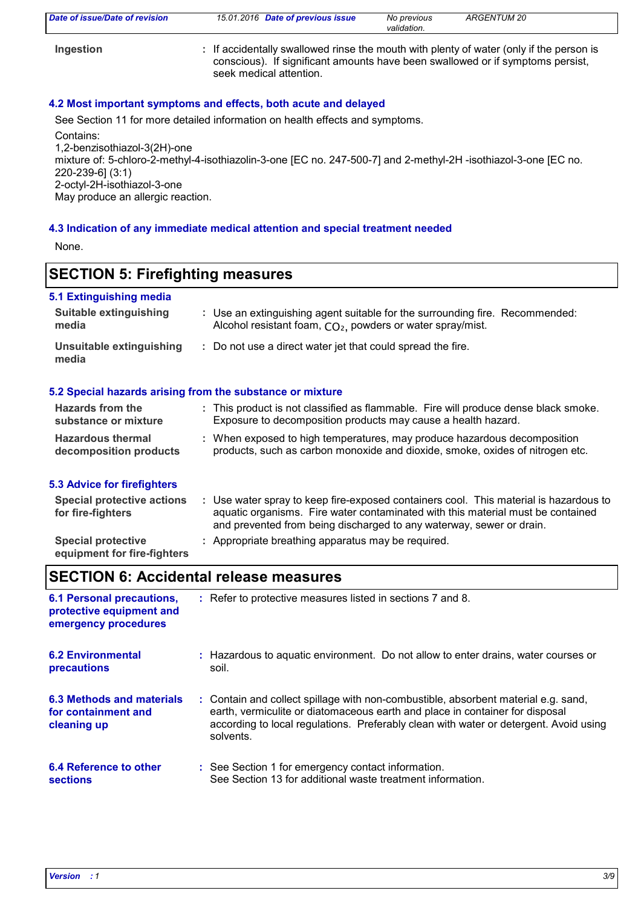**Ingestion** : If accidentally swallowed rinse the mouth with plenty of water (only if the person is conscious). If significant amounts have been swallowed or if symptoms persist, seek medical attention.

### 4.2 Most important symptoms and effects, both acute and delayed

See Section 11 for more detailed information on health effects and symptoms.

Contains:
1,2-benzisothiazol-3(2H)-one
mixture of: 5-chloro-2-methyl-4-isothiazolin-3-one [EC no. 247-500-7] and 2-methyl-2H -isothiazol-3-one [EC no. 220-239-6] (3:1)
2-octyl-2H-isothiazol-3-one
May produce an allergic reaction.

### 4.3 Indication of any immediate medical attention and special treatment needed

None.

## SECTION 5: Firefighting measures

### 5.1 Extinguishing media

**Suitable extinguishing media** : Use an extinguishing agent suitable for the surrounding fire. Recommended: Alcohol resistant foam, $CO_2$, powders or water spray/mist.

**Unsuitable extinguishing media** : Do not use a direct water jet that could spread the fire.

### 5.2 Special hazards arising from the substance or mixture

**Hazards from the substance or mixture** : This product is not classified as flammable. Fire will produce dense black smoke. Exposure to decomposition products may cause a health hazard.

**Hazardous thermal decomposition products** : When exposed to high temperatures, may produce hazardous decomposition products, such as carbon monoxide and dioxide, smoke, oxides of nitrogen etc.

### 5.3 Advice for firefighters

**Special protective actions for fire-fighters** : Use water spray to keep fire-exposed containers cool. This material is hazardous to aquatic organisms. Fire water contaminated with this material must be contained and prevented from being discharged to any waterway, sewer or drain.

**Special protective equipment for fire-fighters** : Appropriate breathing apparatus may be required.

## SECTION 6: Accidental release measures

**6.1 Personal precautions, protective equipment and emergency procedures** : Refer to protective measures listed in sections 7 and 8.

**6.2 Environmental precautions** : Hazardous to aquatic environment. Do not allow to enter drains, water courses or soil.

**6.3 Methods and materials for containment and cleaning up** : Contain and collect spillage with non-combustible, absorbent material e.g. sand, earth, vermiculite or diatomaceous earth and place in container for disposal according to local regulations. Preferably clean with water or detergent. Avoid using solvents.

**6.4 Reference to other sections** : See Section 1 for emergency contact information.
See Section 13 for additional waste treatment information.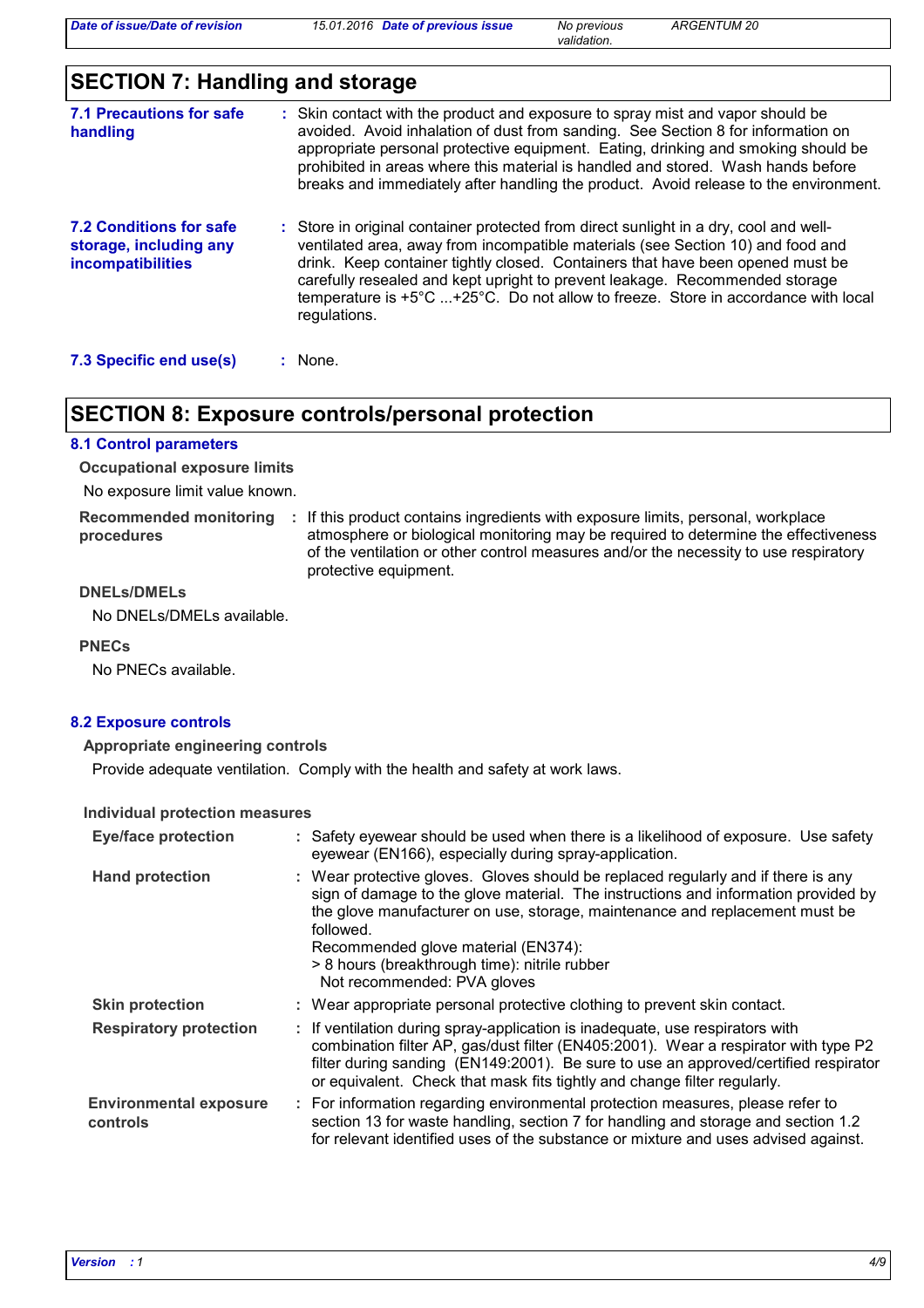## SECTION 7: Handling and storage

**7.1 Precautions for safe handling** : Skin contact with the product and exposure to spray mist and vapor should be avoided. Avoid inhalation of dust from sanding. See Section 8 for information on appropriate personal protective equipment. Eating, drinking and smoking should be prohibited in areas where this material is handled and stored. Wash hands before breaks and immediately after handling the product. Avoid release to the environment.

**7.2 Conditions for safe storage, including any incompatibilities** : Store in original container protected from direct sunlight in a dry, cool and well-ventilated area, away from incompatible materials (see Section 10) and food and drink. Keep container tightly closed. Containers that have been opened must be carefully resealed and kept upright to prevent leakage. Recommended storage temperature is +5°C ...+25°C. Do not allow to freeze. Store in accordance with local regulations.

**7.3 Specific end use(s)** : None.

## SECTION 8: Exposure controls/personal protection

### 8.1 Control parameters

**Occupational exposure limits**

No exposure limit value known.

**Recommended monitoring procedures** : If this product contains ingredients with exposure limits, personal, workplace atmosphere or biological monitoring may be required to determine the effectiveness of the ventilation or other control measures and/or the necessity to use respiratory protective equipment.

**DNELs/DMELs**

No DNELs/DMELs available.

**PNECs**

No PNECs available.

### 8.2 Exposure controls

**Appropriate engineering controls**

Provide adequate ventilation. Comply with the health and safety at work laws.

**Individual protection measures**

**Eye/face protection** : Safety eyewear should be used when there is a likelihood of exposure. Use safety eyewear (EN166), especially during spray-application.

**Hand protection** : Wear protective gloves. Gloves should be replaced regularly and if there is any sign of damage to the glove material. The instructions and information provided by the glove manufacturer on use, storage, maintenance and replacement must be followed.
Recommended glove material (EN374):
> 8 hours (breakthrough time): nitrile rubber
Not recommended: PVA gloves

**Skin protection** : Wear appropriate personal protective clothing to prevent skin contact.

**Respiratory protection** : If ventilation during spray-application is inadequate, use respirators with combination filter AP, gas/dust filter (EN405:2001). Wear a respirator with type P2 filter during sanding (EN149:2001). Be sure to use an approved/certified respirator or equivalent. Check that mask fits tightly and change filter regularly.

**Environmental exposure controls** : For information regarding environmental protection measures, please refer to section 13 for waste handling, section 7 for handling and storage and section 1.2 for relevant identified uses of the substance or mixture and uses advised against.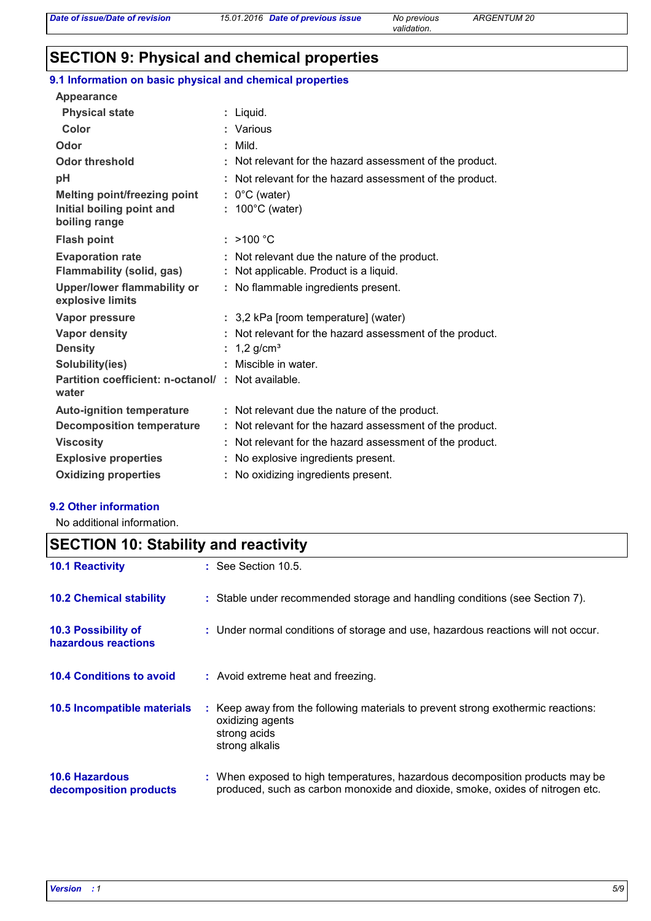## SECTION 9: Physical and chemical properties

### 9.1 Information on basic physical and chemical properties

| Property | Value |
|---|---|
| **Appearance** | |
| **Physical state** | Liquid. |
| **Color** | Various |
| **Odor** | Mild. |
| **Odor threshold** | Not relevant for the hazard assessment of the product. |
| **pH** | Not relevant for the hazard assessment of the product. |
| **Melting point/freezing point** | 0°C (water) |
| **Initial boiling point and boiling range** | 100°C (water) |
| **Flash point** | >100 °C |
| **Evaporation rate** | Not relevant due the nature of the product. |
| **Flammability (solid, gas)** | Not applicable. Product is a liquid. |
| **Upper/lower flammability or explosive limits** | No flammable ingredients present. |
| **Vapor pressure** | 3,2 kPa [room temperature] (water) |
| **Vapor density** | Not relevant for the hazard assessment of the product. |
| **Density** | 1,2 g/cm³ |
| **Solubility(ies)** | Miscible in water. |
| **Partition coefficient: n-octanol/ water** | Not available. |
| **Auto-ignition temperature** | Not relevant due the nature of the product. |
| **Decomposition temperature** | Not relevant for the hazard assessment of the product. |
| **Viscosity** | Not relevant for the hazard assessment of the product. |
| **Explosive properties** | No explosive ingredients present. |
| **Oxidizing properties** | No oxidizing ingredients present. |

### 9.2 Other information

No additional information.

## SECTION 10: Stability and reactivity

**10.1 Reactivity** : See Section 10.5.

**10.2 Chemical stability** : Stable under recommended storage and handling conditions (see Section 7).

**10.3 Possibility of hazardous reactions** : Under normal conditions of storage and use, hazardous reactions will not occur.

**10.4 Conditions to avoid** : Avoid extreme heat and freezing.

**10.5 Incompatible materials** : Keep away from the following materials to prevent strong exothermic reactions:
oxidizing agents
strong acids
strong alkalis

**10.6 Hazardous decomposition products** : When exposed to high temperatures, hazardous decomposition products may be produced, such as carbon monoxide and dioxide, smoke, oxides of nitrogen etc.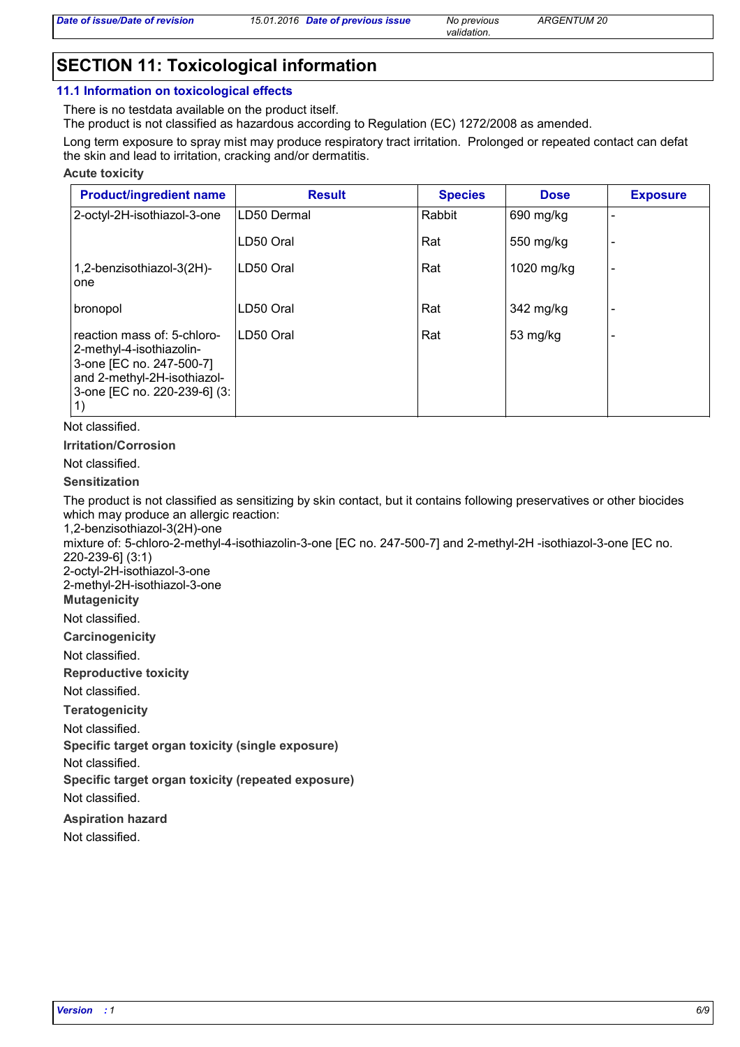## SECTION 11: Toxicological information

### 11.1 Information on toxicological effects

There is no testdata available on the product itself.
The product is not classified as hazardous according to Regulation (EC) 1272/2008 as amended.

Long term exposure to spray mist may produce respiratory tract irritation. Prolonged or repeated contact can defat the skin and lead to irritation, cracking and/or dermatitis.

**Acute toxicity**

| Product/ingredient name | Result | Species | Dose | Exposure |
|---|---|---|---|---|
| 2-octyl-2H-isothiazol-3-one | LD50 Dermal | Rabbit | 690 mg/kg | - |
| | LD50 Oral | Rat | 550 mg/kg | - |
| 1,2-benzisothiazol-3(2H)-one | LD50 Oral | Rat | 1020 mg/kg | - |
| bronopol | LD50 Oral | Rat | 342 mg/kg | - |
| reaction mass of: 5-chloro-2-methyl-4-isothiazolin-3-one [EC no. 247-500-7] and 2-methyl-2H-isothiazol-3-one [EC no. 220-239-6] (3:1) | LD50 Oral | Rat | 53 mg/kg | - |

Not classified.

**Irritation/Corrosion**

Not classified.

**Sensitization**

The product is not classified as sensitizing by skin contact, but it contains following preservatives or other biocides which may produce an allergic reaction:
1,2-benzisothiazol-3(2H)-one
mixture of: 5-chloro-2-methyl-4-isothiazolin-3-one [EC no. 247-500-7] and 2-methyl-2H -isothiazol-3-one [EC no. 220-239-6] (3:1)
2-octyl-2H-isothiazol-3-one
2-methyl-2H-isothiazol-3-one

**Mutagenicity**

Not classified.

**Carcinogenicity**

Not classified.

**Reproductive toxicity**

Not classified.

**Teratogenicity**

Not classified.

**Specific target organ toxicity (single exposure)**

Not classified.

**Specific target organ toxicity (repeated exposure)**

Not classified.

**Aspiration hazard**

Not classified.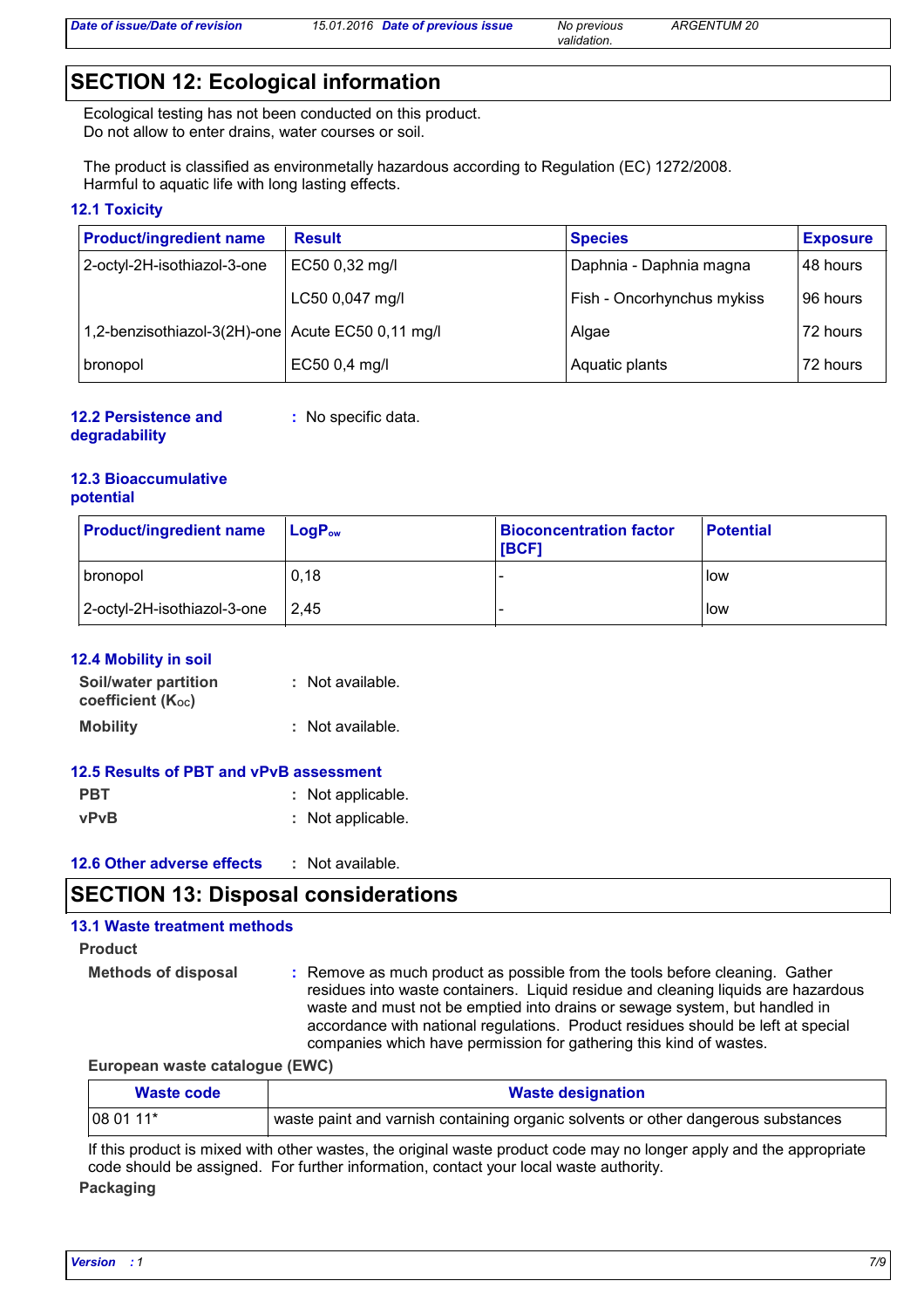## SECTION 12: Ecological information

Ecological testing has not been conducted on this product.
Do not allow to enter drains, water courses or soil.

The product is classified as environmetally hazardous according to Regulation (EC) 1272/2008.
Harmful to aquatic life with long lasting effects.

### 12.1 Toxicity

| Product/ingredient name | Result | Species | Exposure |
|---|---|---|---|
| 2-octyl-2H-isothiazol-3-one | EC50 0,32 mg/l | Daphnia - Daphnia magna | 48 hours |
| | LC50 0,047 mg/l | Fish - Oncorhynchus mykiss | 96 hours |
| 1,2-benzisothiazol-3(2H)-one | Acute EC50 0,11 mg/l | Algae | 72 hours |
| bronopol | EC50 0,4 mg/l | Aquatic plants | 72 hours |

**12.2 Persistence and degradability** : No specific data.

### 12.3 Bioaccumulative potential

| Product/ingredient name | $LogP_{ow}$ | Bioconcentration factor [BCF] | Potential |
|---|---|---|---|
| bronopol | 0,18 | - | low |
| 2-octyl-2H-isothiazol-3-one | 2,45 | - | low |

### 12.4 Mobility in soil

**Soil/water partition coefficient ($K_{OC}$)** : Not available.

**Mobility** : Not available.

### 12.5 Results of PBT and vPvB assessment

**PBT** : Not applicable.

**vPvB** : Not applicable.

**12.6 Other adverse effects** : Not available.

## SECTION 13: Disposal considerations

### 13.1 Waste treatment methods

**Product**

**Methods of disposal** : Remove as much product as possible from the tools before cleaning. Gather residues into waste containers. Liquid residue and cleaning liquids are hazardous waste and must not be emptied into drains or sewage system, but handled in accordance with national regulations. Product residues should be left at special companies which have permission for gathering this kind of wastes.

**European waste catalogue (EWC)**

| Waste code | Waste designation |
|---|---|
| 08 01 11* | waste paint and varnish containing organic solvents or other dangerous substances |

If this product is mixed with other wastes, the original waste product code may no longer apply and the appropriate code should be assigned. For further information, contact your local waste authority.

**Packaging**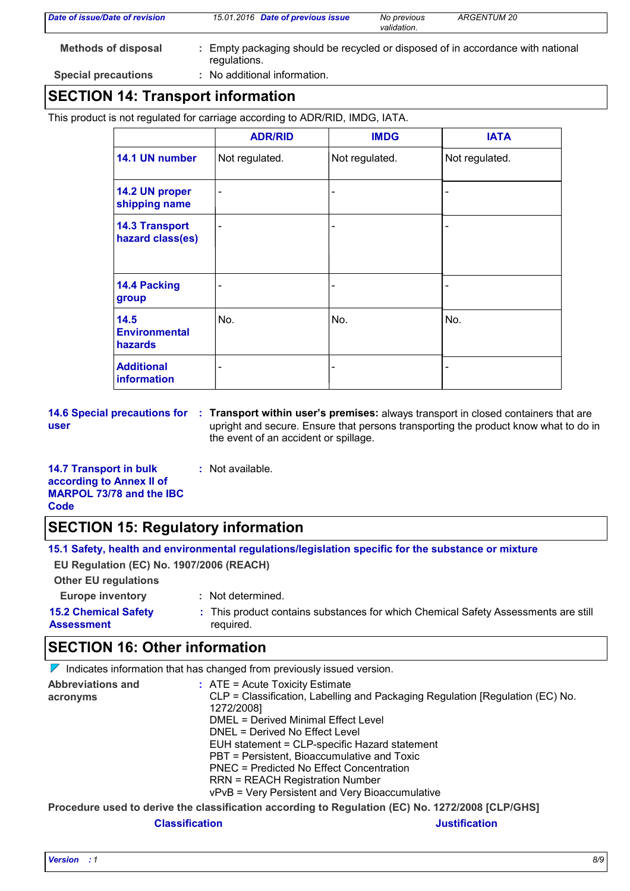**Methods of disposal** : Empty packaging should be recycled or disposed of in accordance with national regulations.

**Special precautions** : No additional information.

## SECTION 14: Transport information

This product is not regulated for carriage according to ADR/RID, IMDG, IATA.

| | ADR/RID | IMDG | IATA |
|---|---|---|---|
| **14.1 UN number** | Not regulated. | Not regulated. | Not regulated. |
| **14.2 UN proper shipping name** | - | - | - |
| **14.3 Transport hazard class(es)** | - | - | - |
| **14.4 Packing group** | - | - | - |
| **14.5 Environmental hazards** | No. | No. | No. |
| **Additional information** | - | - | - |

**14.6 Special precautions for user** : **Transport within user's premises:** always transport in closed containers that are upright and secure. Ensure that persons transporting the product know what to do in the event of an accident or spillage.

**14.7 Transport in bulk according to Annex II of MARPOL 73/78 and the IBC Code** : Not available.

## SECTION 15: Regulatory information

**15.1 Safety, health and environmental regulations/legislation specific for the substance or mixture**

**EU Regulation (EC) No. 1907/2006 (REACH)**

**Other EU regulations**

**Europe inventory** : Not determined.

**15.2 Chemical Safety Assessment** : This product contains substances for which Chemical Safety Assessments are still required.

## SECTION 16: Other information

Indicates information that has changed from previously issued version.

**Abbreviations and acronyms** : ATE = Acute Toxicity Estimate
CLP = Classification, Labelling and Packaging Regulation [Regulation (EC) No. 1272/2008]
DMEL = Derived Minimal Effect Level
DNEL = Derived No Effect Level
EUH statement = CLP-specific Hazard statement
PBT = Persistent, Bioaccumulative and Toxic
PNEC = Predicted No Effect Concentration
RRN = REACH Registration Number
vPvB = Very Persistent and Very Bioaccumulative

**Procedure used to derive the classification according to Regulation (EC) No. 1272/2008 [CLP/GHS]**

| Classification | Justification |
|---|---|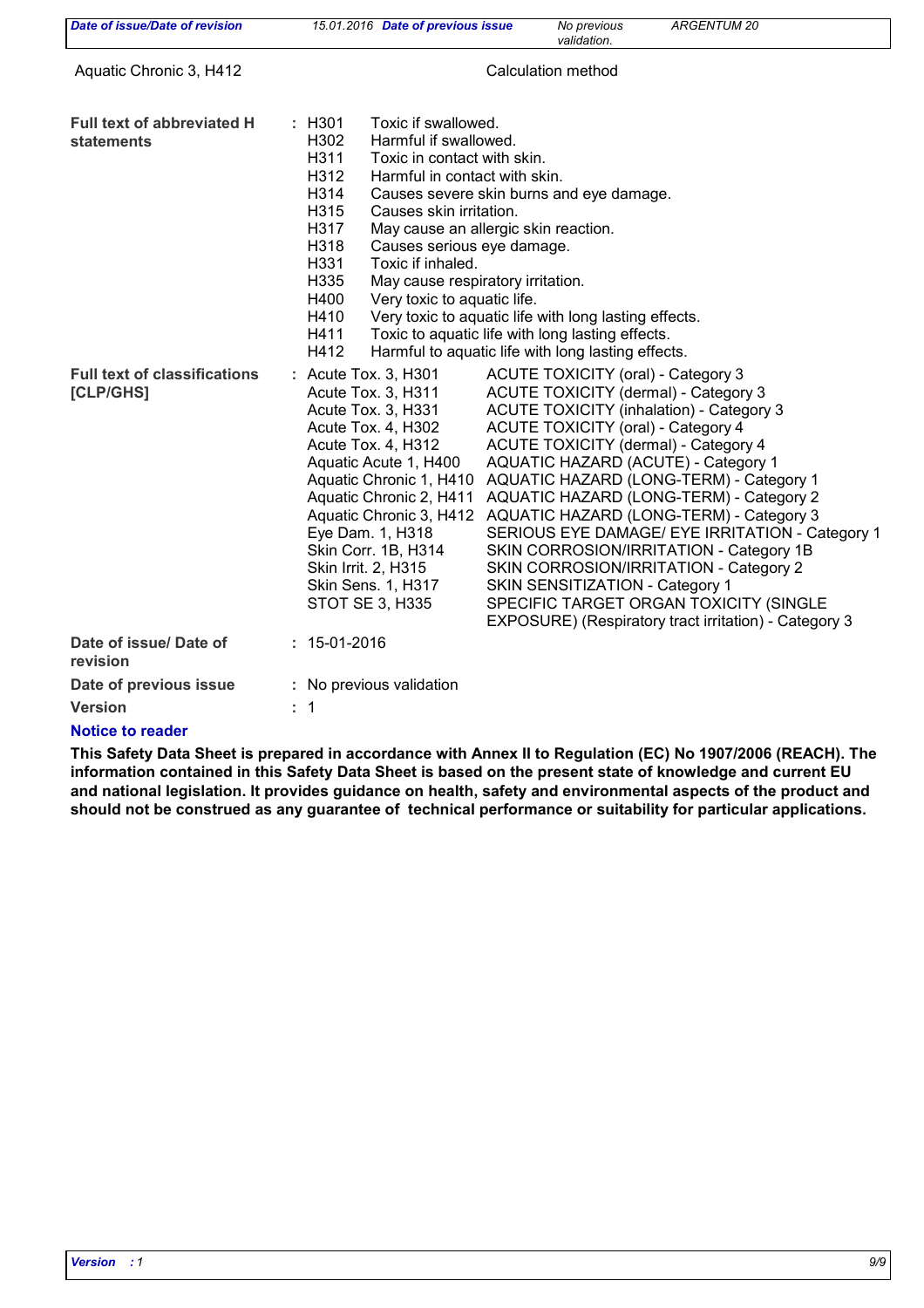| | |
|---|---|
| Aquatic Chronic 3, H412 | Calculation method |

| | | |
|---|---|---|
| **Full text of abbreviated H statements** | : H301 | Toxic if swallowed. |
| | H302 | Harmful if swallowed. |
| | H311 | Toxic in contact with skin. |
| | H312 | Harmful in contact with skin. |
| | H314 | Causes severe skin burns and eye damage. |
| | H315 | Causes skin irritation. |
| | H317 | May cause an allergic skin reaction. |
| | H318 | Causes serious eye damage. |
| | H331 | Toxic if inhaled. |
| | H335 | May cause respiratory irritation. |
| | H400 | Very toxic to aquatic life. |
| | H410 | Very toxic to aquatic life with long lasting effects. |
| | H411 | Toxic to aquatic life with long lasting effects. |
| | H412 | Harmful to aquatic life with long lasting effects. |

| | | |
|---|---|---|
| **Full text of classifications [CLP/GHS]** | : Acute Tox. 3, H301 | ACUTE TOXICITY (oral) - Category 3 |
| | Acute Tox. 3, H311 | ACUTE TOXICITY (dermal) - Category 3 |
| | Acute Tox. 3, H331 | ACUTE TOXICITY (inhalation) - Category 3 |
| | Acute Tox. 4, H302 | ACUTE TOXICITY (oral) - Category 4 |
| | Acute Tox. 4, H312 | ACUTE TOXICITY (dermal) - Category 4 |
| | Aquatic Acute 1, H400 | AQUATIC HAZARD (ACUTE) - Category 1 |
| | Aquatic Chronic 1, H410 | AQUATIC HAZARD (LONG-TERM) - Category 1 |
| | Aquatic Chronic 2, H411 | AQUATIC HAZARD (LONG-TERM) - Category 2 |
| | Aquatic Chronic 3, H412 | AQUATIC HAZARD (LONG-TERM) - Category 3 |
| | Eye Dam. 1, H318 | SERIOUS EYE DAMAGE/ EYE IRRITATION - Category 1 |
| | Skin Corr. 1B, H314 | SKIN CORROSION/IRRITATION - Category 1B |
| | Skin Irrit. 2, H315 | SKIN CORROSION/IRRITATION - Category 2 |
| | Skin Sens. 1, H317 | SKIN SENSITIZATION - Category 1 |
| | STOT SE 3, H335 | SPECIFIC TARGET ORGAN TOXICITY (SINGLE EXPOSURE) (Respiratory tract irritation) - Category 3 |

**Date of issue/ Date of revision** : 15-01-2016

**Date of previous issue** : No previous validation

**Version** : 1

### Notice to reader

**This Safety Data Sheet is prepared in accordance with Annex II to Regulation (EC) No 1907/2006 (REACH). The information contained in this Safety Data Sheet is based on the present state of knowledge and current EU and national legislation. It provides guidance on health, safety and environmental aspects of the product and should not be construed as any guarantee of technical performance or suitability for particular applications.**